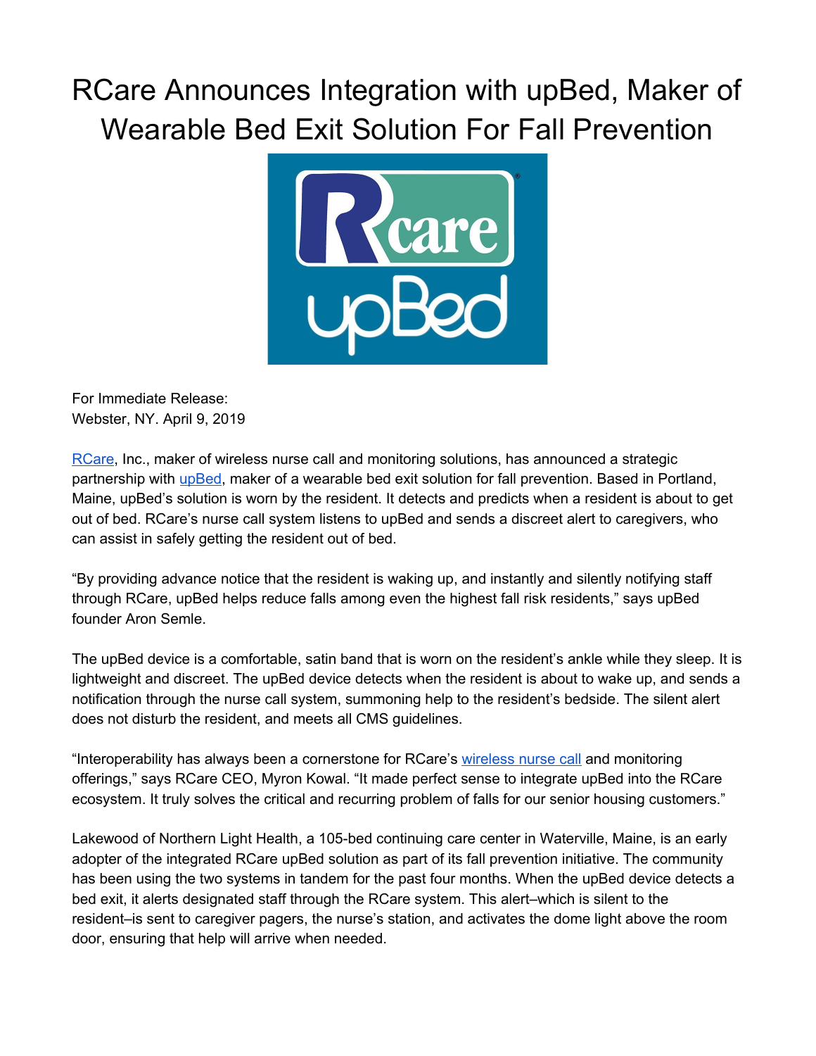# RCare Announces Integration with upBed, Maker of Wearable Bed Exit Solution For Fall Prevention

For Immediate Release:
Webster, NY. April 9, 2019

RCare, Inc., maker of wireless nurse call and monitoring solutions, has announced a strategic partnership with upBed, maker of a wearable bed exit solution for fall prevention. Based in Portland, Maine, upBed's solution is worn by the resident. It detects and predicts when a resident is about to get out of bed. RCare's nurse call system listens to upBed and sends a discreet alert to caregivers, who can assist in safely getting the resident out of bed.

"By providing advance notice that the resident is waking up, and instantly and silently notifying staff through RCare, upBed helps reduce falls among even the highest fall risk residents," says upBed founder Aron Semle.

The upBed device is a comfortable, satin band that is worn on the resident's ankle while they sleep. It is lightweight and discreet. The upBed device detects when the resident is about to wake up, and sends a notification through the nurse call system, summoning help to the resident's bedside. The silent alert does not disturb the resident, and meets all CMS guidelines.

"Interoperability has always been a cornerstone for RCare's wireless nurse call and monitoring offerings," says RCare CEO, Myron Kowal. "It made perfect sense to integrate upBed into the RCare ecosystem. It truly solves the critical and recurring problem of falls for our senior housing customers."

Lakewood of Northern Light Health, a 105-bed continuing care center in Waterville, Maine, is an early adopter of the integrated RCare upBed solution as part of its fall prevention initiative. The community has been using the two systems in tandem for the past four months. When the upBed device detects a bed exit, it alerts designated staff through the RCare system. This alert–which is silent to the resident–is sent to caregiver pagers, the nurse's station, and activates the dome light above the room door, ensuring that help will arrive when needed.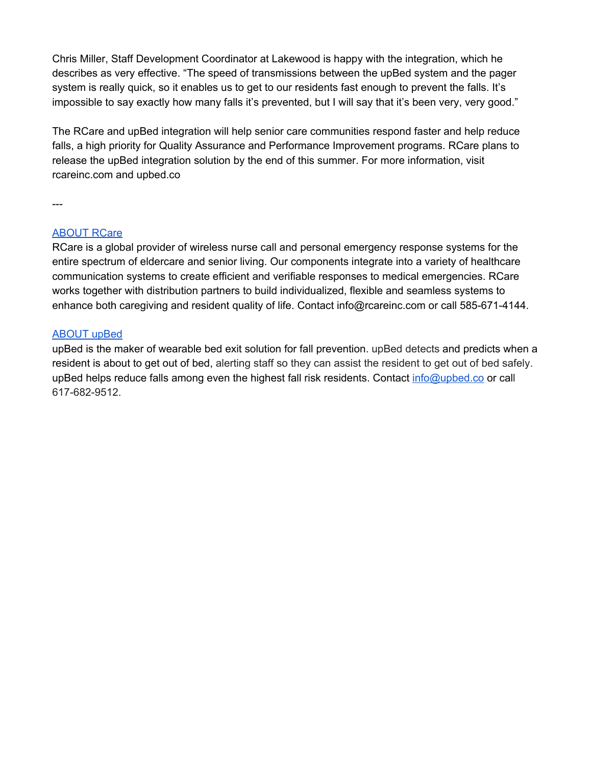Chris Miller, Staff Development Coordinator at Lakewood is happy with the integration, which he describes as very effective. “The speed of transmissions between the upBed system and the pager system is really quick, so it enables us to get to our residents fast enough to prevent the falls. It’s impossible to say exactly how many falls it’s prevented, but I will say that it’s been very, very good.”

The RCare and upBed integration will help senior care communities respond faster and help reduce falls, a high priority for Quality Assurance and Performance Improvement programs. RCare plans to release the upBed integration solution by the end of this summer. For more information, visit rcareinc.com and upbed.co

---

ABOUT RCare

RCare is a global provider of wireless nurse call and personal emergency response systems for the entire spectrum of eldercare and senior living. Our components integrate into a variety of healthcare communication systems to create efficient and verifiable responses to medical emergencies. RCare works together with distribution partners to build individualized, flexible and seamless systems to enhance both caregiving and resident quality of life. Contact info@rcareinc.com or call 585-671-4144.

ABOUT upBed

upBed is the maker of wearable bed exit solution for fall prevention. upBed detects and predicts when a resident is about to get out of bed, alerting staff so they can assist the resident to get out of bed safely. upBed helps reduce falls among even the highest fall risk residents. Contact info@upbed.co or call 617-682-9512.